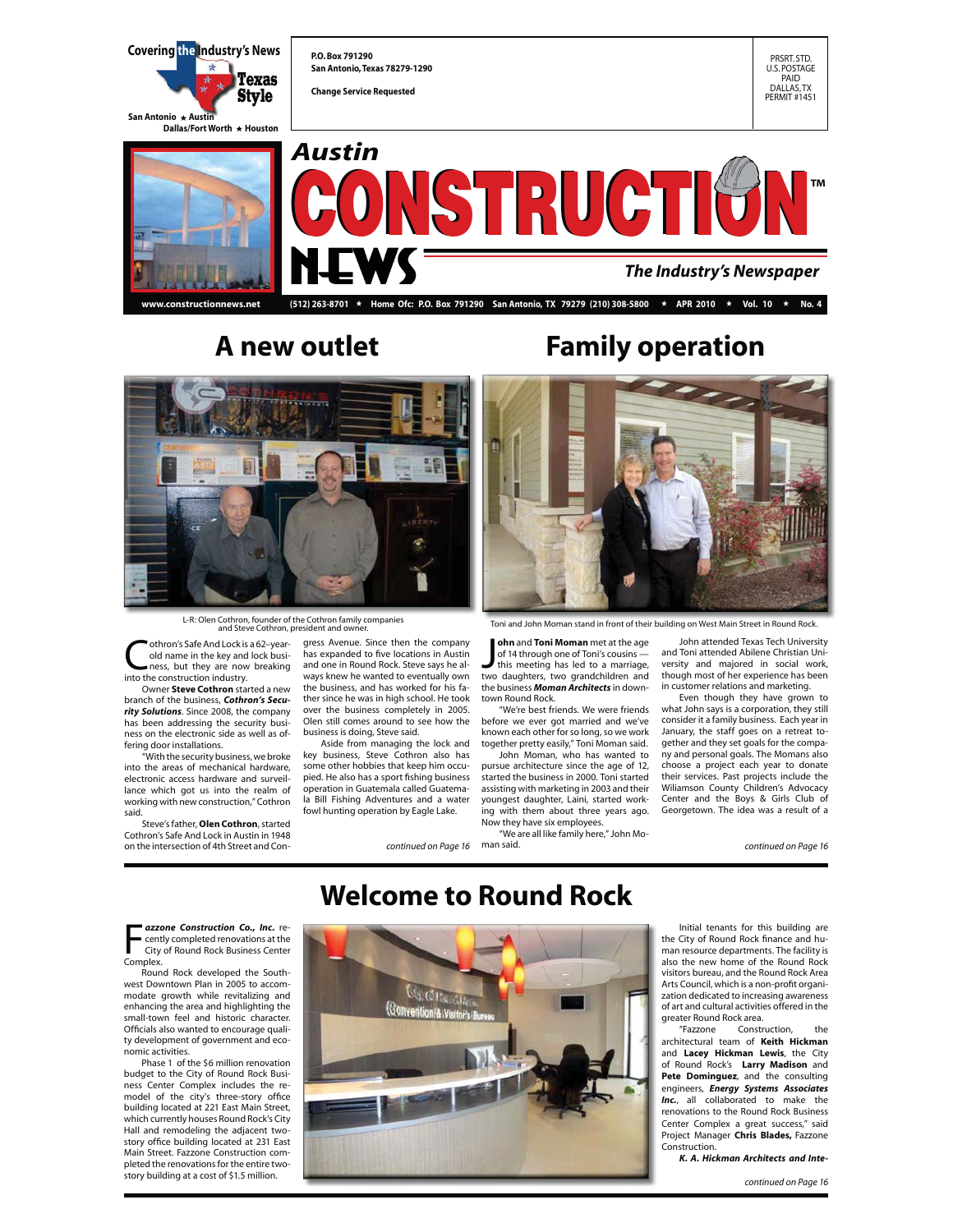Covering the Industry's News

Texas Style

San Antonio ★ Austin
Dallas/Fort Worth ★ Houston

P.O. Box 791290
San Antonio, Texas 78279-1290

Change Service Requested

PRSRT. STD.
U.S. POSTAGE
PAID
DALLAS, TX
PERMIT #1451

# Austin CONSTRUCTION NEWS™

The Industry's Newspaper

www.constructionnews.net (512) 263-8701 ★ Home Ofc: P.O. Box 791290 San Antonio, TX 79279 (210) 308-5800 ★ APR 2010 ★ Vol. 10 ★ No. 4

## A new outlet

L-R: Olen Cothron, founder of the Cothron family companies and Steve Cothron, president and owner.

Cothron's Safe And Lock is a 62-year-old name in the key and lock business, but they are now breaking into the construction industry.

Owner **Steve Cothron** started a new branch of the business, ***Cothron's Security Solutions***. Since 2008, the company has been addressing the security business on the electronic side as well as offering door installations.

"With the security business, we broke into the areas of mechanical hardware, electronic access hardware and surveillance which got us into the realm of working with new construction," Cothron said.

Steve's father, **Olen Cothron**, started Cothron's Safe And Lock in Austin in 1948 on the intersection of 4th Street and Congress Avenue. Since then the company has expanded to five locations in Austin and one in Round Rock. Steve says he always knew he wanted to eventually own the business, and has worked for his father since he was in high school. He took over the business completely in 2005. Olen still comes around to see how the business is doing, Steve said.

Aside from managing the lock and key business, Steve Cothron also has some other hobbies that keep him occupied. He also has a sport fishing business operation in Guatemala called Guatemala Bill Fishing Adventures and a water fowl hunting operation by Eagle Lake.

*continued on Page 16*

## Family operation

Toni and John Moman stand in front of their building on West Main Street in Round Rock.

**John** and **Toni Moman** met at the age of 14 through one of Toni's cousins — this meeting has led to a marriage, two daughters, two grandchildren and the business ***Moman Architects*** in downtown Round Rock.

"We're best friends. We were friends before we ever got married and we've known each other for so long, so we work together pretty easily," Toni Moman said.

John Moman, who has wanted to pursue architecture since the age of 12, started the business in 2000. Toni started assisting with marketing in 2003 and their youngest daughter, Laini, started working with them about three years ago. Now they have six employees.

"We are all like family here," John Moman said.

John attended Texas Tech University and Toni attended Abilene Christian University and majored in social work, though most of her experience has been in customer relations and marketing.

Even though they have grown to what John says is a corporation, they still consider it a family business. Each year in January, the staff goes on a retreat together and they set goals for the company and personal goals. The Momans also choose a project each year to donate their services. Past projects include the Wiliamson County Children's Advocacy Center and the Boys & Girls Club of Georgetown. The idea was a result of a

*continued on Page 16*

## Welcome to Round Rock

***Fazzone Construction Co., Inc.*** recently completed renovations at the City of Round Rock Business Center Complex.

Round Rock developed the Southwest Downtown Plan in 2005 to accommodate growth while revitalizing and enhancing the area and highlighting the small-town feel and historic character. Officials also wanted to encourage quality development of government and economic activities.

Phase 1 of the $6 million renovation budget to the City of Round Rock Business Center Complex includes the remodel of the city's three-story office building located at 221 East Main Street, which currently houses Round Rock's City Hall and remodeling the adjacent two-story office building located at 231 East Main Street. Fazzone Construction completed the renovations for the entire two-story building at a cost of $1.5 million.

Initial tenants for this building are the City of Round Rock finance and human resource departments. The facility is also the new home of the Round Rock visitors bureau, and the Round Rock Area Arts Council, which is a non-profit organization dedicated to increasing awareness of art and cultural activities offered in the greater Round Rock area.

"Fazzone Construction, the architectural team of **Keith Hickman** and **Lacey Hickman Lewis**, the City of Round Rock's **Larry Madison** and **Pete Dominguez**, and the consulting engineers, ***Energy Systems Associates Inc.***, all collaborated to make the renovations to the Round Rock Business Center Complex a great success," said Project Manager **Chris Blades,** Fazzone Construction.

***K. A. Hickman Architects and Inte-***

*continued on Page 16*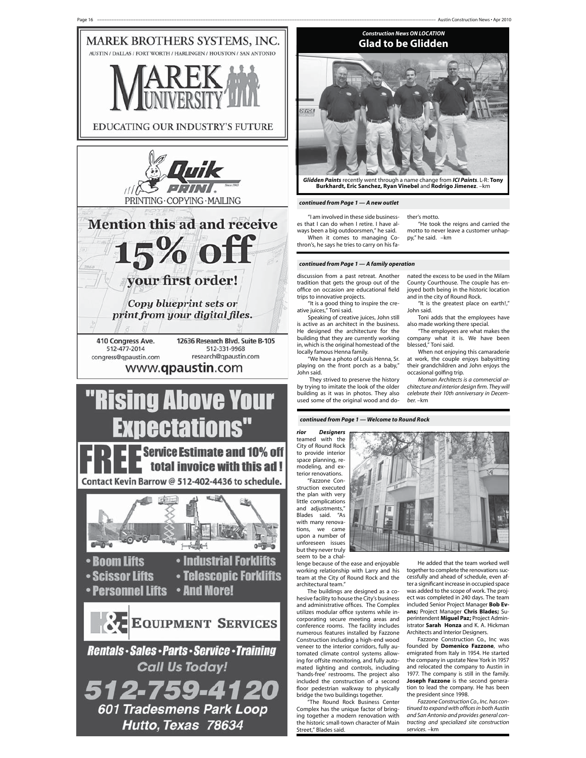MAREK BROTHERS SYSTEMS, INC.

AUSTIN / DALLAS / FORT WORTH / HARLINGEN / HOUSTON / SAN ANTONIO

MAREK UNIVERSITY

EDUCATING OUR INDUSTRY'S FUTURE

Quik PRINT® Since 1983

PRINTING · COPYING · MAILING

**Mention this ad and receive**

**15% off**

**your first order!**

*Copy blueprint sets or print from your digital files.*

410 Congress Ave.
512-477-2014
congress@qpaustin.com

12636 Research Blvd. Suite B-105
512-331-9968
research@qpaustin.com

www.qpaustin.com

**"Rising Above Your Expectations"**

**FREE Service Estimate and 10% off total invoice with this ad!**

Contact Kevin Barrow @ 512-402-4436 to schedule.

- Boom Lifts
- Scissor Lifts
- Personnel Lifts
- Industrial Forklifts
- Telescopic Forklifts
- And More!

H&E EQUIPMENT SERVICES

*Rentals · Sales · Parts · Service · Training*

*Call Us Today!*

**512-759-4120**

*601 Tradesmens Park Loop*
*Hutto, Texas 78634*

***Construction News ON LOCATION***

## Glad to be Glidden

***Glidden Paints*** recently went through a name change from ***ICI Paints***. L-R: **Tony Burkhardt, Eric Sanchez, Ryan Vinebel** and **Rodrigo Jimenez**. –km

***continued from Page 1 — A new outlet***

"I am involved in these side businesses that I can do when I retire. I have always been a big outdoorsmen," he said.

When it comes to managing Cothron's, he says he tries to carry on his father's motto.

"He took the reigns and carried the motto to never leave a customer unhappy," he said. –km

***continued from Page 1 — A family operation***

discussion from a past retreat. Another tradition that gets the group out of the office on occasion are educational field trips to innovative projects.

"It is a good thing to inspire the creative juices," Toni said.

Speaking of creative juices, John still is active as an architect in the business. He designed the architecture for the building that they are currently working in, which is the original homestead of the locally famous Henna family.

"We have a photo of Louis Henna, Sr. playing on the front porch as a baby," John said.

They strived to preserve the history by trying to imitate the look of the older building as it was in photos. They also used some of the original wood and donated the excess to be used in the Milam County Courthouse. The couple has enjoyed both being in the historic location and in the city of Round Rock.

"It is the greatest place on earth!," John said.

Toni adds that the employees have also made working there special.

"The employees are what makes the company what it is. We have been blessed," Toni said.

When not enjoying this camaraderie at work, the couple enjoys babysitting their grandchildren and John enjoys the occasional golfing trip.

*Moman Architects is a commercial architecture and interior design firm. They will celebrate their 10th anniversary in December.* –km

***continued from Page 1 — Welcome to Round Rock***

***rior Designers*** teamed with the City of Round Rock to provide interior space planning, remodeling, and exterior renovations.

"Fazzone Construction executed the plan with very little complications and adjustments," Blades said. "As with many renovations, we came upon a number of unforeseen issues but they never truly seem to be a challenge because of the ease and enjoyable working relationship with Larry and his team at the City of Round Rock and the architectural team."

The buildings are designed as a cohesive facility to house the City's business and administrative offices. The Complex utilizes modular office systems while incorporating secure meeting areas and conference rooms. The facility includes numerous features installed by Fazzone Construction including a high-end wood veneer to the interior corridors, fully automated climate control systems allowing for offsite monitoring, and fully automated lighting and controls, including 'hands-free' restrooms. The project also included the construction of a second floor pedestrian walkway to physically bridge the two buildings together.

"The Round Rock Business Center Complex has the unique factor of bringing together a modern renovation with the historic small-town character of Main Street," Blades said.

He added that the team worked well together to complete the renovations successfully and ahead of schedule, even after a significant increase in occupied space was added to the scope of work. The project was completed in 240 days. The team included Senior Project Manager **Bob Evans;** Project Manager **Chris Blades;** Superintendent **Miguel Paz;** Project Administrator **Sarah Honza** and K. A. Hickman Architects and Interior Designers.

Fazzone Construction Co., Inc was founded by **Domenico Fazzone**, who emigrated from Italy in 1954. He started the company in upstate New York in 1957 and relocated the company to Austin in 1977. The company is still in the family. **Joseph Fazzone** is the second generation to lead the company. He has been the president since 1998.

*Fazzone Construction Co., Inc. has continued to expand with offices in both Austin and San Antonio and provides general contracting and specialized site construction services.* –km